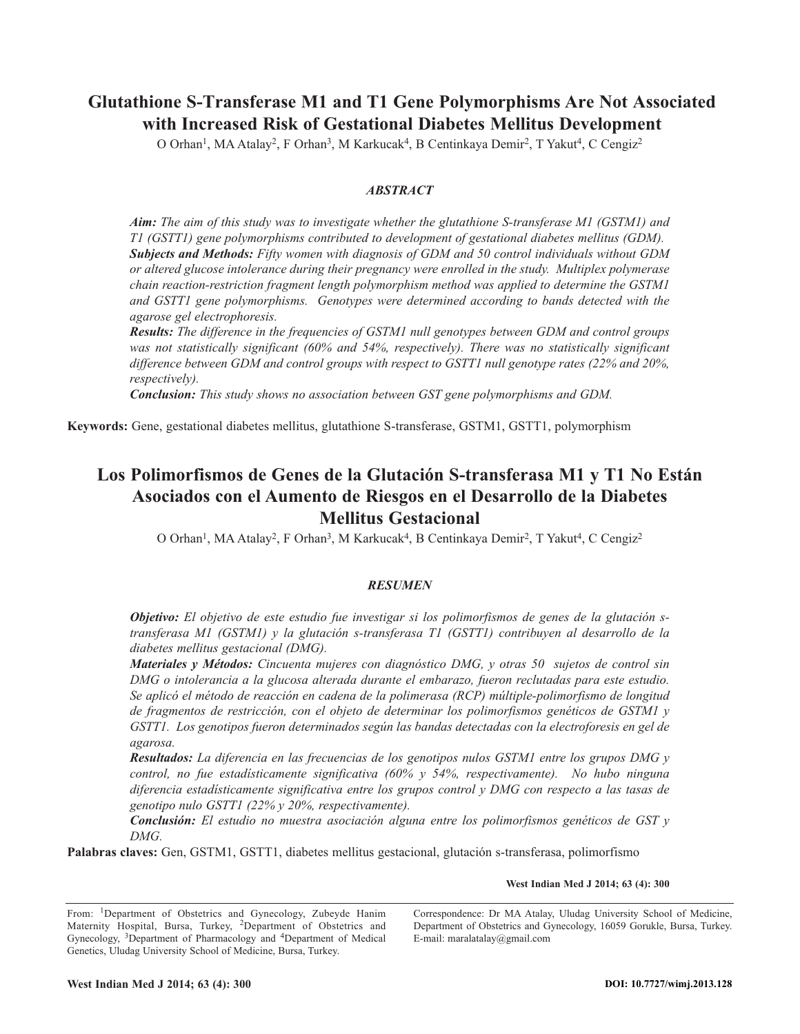# Glutathione S-Transferase M1 and T1 Gene Polymorphisms Are Not Associated with Increased Risk of Gestational Diabetes Mellitus Development

O Orhan[1], MA Atalay[2], F Orhan[3], M Karkucak[4], B Centinkaya Demir[2], T Yakut[4], C Cengiz[2]

## *ABSTRACT*

***Aim:*** *The aim of this study was to investigate whether the glutathione S-transferase M1 (GSTM1) and T1 (GSTT1) gene polymorphisms contributed to development of gestational diabetes mellitus (GDM).*

***Subjects and Methods:*** *Fifty women with diagnosis of GDM and 50 control individuals without GDM or altered glucose intolerance during their pregnancy were enrolled in the study. Multiplex polymerase chain reaction-restriction fragment length polymorphism method was applied to determine the GSTM1 and GSTT1 gene polymorphisms. Genotypes were determined according to bands detected with the agarose gel electrophoresis.*

***Results:*** *The difference in the frequencies of GSTM1 null genotypes between GDM and control groups was not statistically significant (60% and 54%, respectively). There was no statistically significant difference between GDM and control groups with respect to GSTT1 null genotype rates (22% and 20%, respectively).*

***Conclusion:*** *This study shows no association between GST gene polymorphisms and GDM.*

**Keywords:** Gene, gestational diabetes mellitus, glutathione S-transferase, GSTM1, GSTT1, polymorphism

# Los Polimorfismos de Genes de la Glutación S-transferasa M1 y T1 No Están Asociados con el Aumento de Riesgos en el Desarrollo de la Diabetes Mellitus Gestacional

O Orhan[1], MA Atalay[2], F Orhan[3], M Karkucak[4], B Centinkaya Demir[2], T Yakut[4], C Cengiz[2]

## *RESUMEN*

***Objetivo:*** *El objetivo de este estudio fue investigar si los polimorfismos de genes de la glutación s-transferasa M1 (GSTM1) y la glutación s-transferasa T1 (GSTT1) contribuyen al desarrollo de la diabetes mellitus gestacional (DMG).*

***Materiales y Métodos:*** *Cincuenta mujeres con diagnóstico DMG, y otras 50 sujetos de control sin DMG o intolerancia a la glucosa alterada durante el embarazo, fueron reclutadas para este estudio. Se aplicó el método de reacción en cadena de la polimerasa (RCP) múltiple-polimorfismo de longitud de fragmentos de restricción, con el objeto de determinar los polimorfismos genéticos de GSTM1 y GSTT1. Los genotipos fueron determinados según las bandas detectadas con la electroforesis en gel de agarosa.*

***Resultados:*** *La diferencia en las frecuencias de los genotipos nulos GSTM1 entre los grupos DMG y control, no fue estadísticamente significativa (60% y 54%, respectivamente). No hubo ninguna diferencia estadísticamente significativa entre los grupos control y DMG con respecto a las tasas de genotipo nulo GSTT1 (22% y 20%, respectivamente).*

***Conclusión:*** *El estudio no muestra asociación alguna entre los polimorfismos genéticos de GST y DMG.*

**Palabras claves:** Gen, GSTM1, GSTT1, diabetes mellitus gestacional, glutación s-transferasa, polimorfismo

**West Indian Med J 2014; 63 (4): 300**

From: [1]Department of Obstetrics and Gynecology, Zubeyde Hanim Maternity Hospital, Bursa, Turkey, [2]Department of Obstetrics and Gynecology, [3]Department of Pharmacology and [4]Department of Medical Genetics, Uludag University School of Medicine, Bursa, Turkey.

Correspondence: Dr MA Atalay, Uludag University School of Medicine, Department of Obstetrics and Gynecology, 16059 Gorukle, Bursa, Turkey. E-mail: maralatalay@gmail.com

**DOI: 10.7727/wimj.2013.128**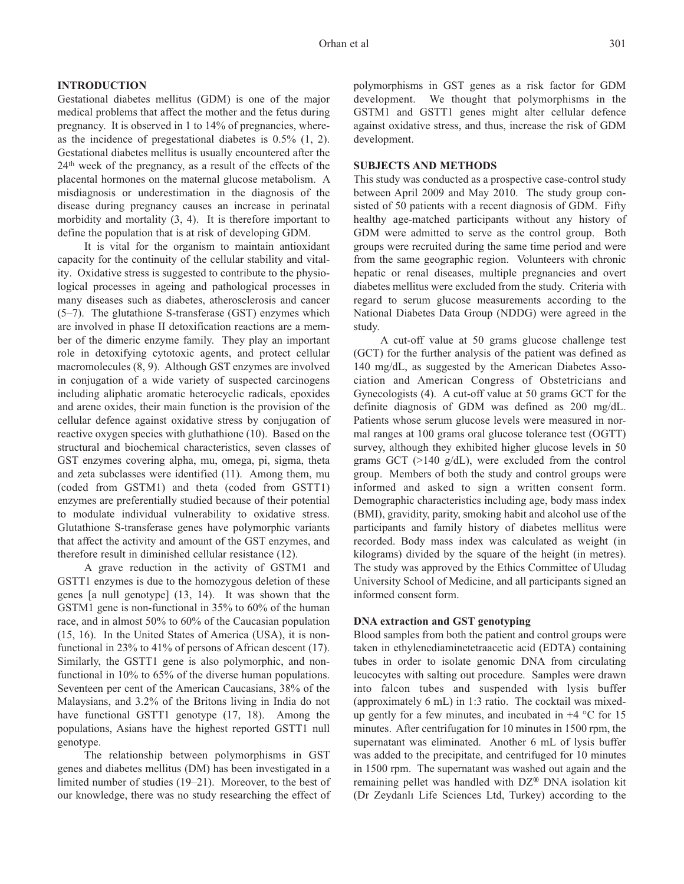## INTRODUCTION

Gestational diabetes mellitus (GDM) is one of the major medical problems that affect the mother and the fetus during pregnancy. It is observed in 1 to 14% of pregnancies, whereas the incidence of pregestational diabetes is 0.5% (1, 2). Gestational diabetes mellitus is usually encountered after the 24th week of the pregnancy, as a result of the effects of the placental hormones on the maternal glucose metabolism. A misdiagnosis or underestimation in the diagnosis of the disease during pregnancy causes an increase in perinatal morbidity and mortality (3, 4). It is therefore important to define the population that is at risk of developing GDM.

It is vital for the organism to maintain antioxidant capacity for the continuity of the cellular stability and vitality. Oxidative stress is suggested to contribute to the physiological processes in ageing and pathological processes in many diseases such as diabetes, atherosclerosis and cancer (5–7). The glutathione S-transferase (GST) enzymes which are involved in phase II detoxification reactions are a member of the dimeric enzyme family. They play an important role in detoxifying cytotoxic agents, and protect cellular macromolecules (8, 9). Although GST enzymes are involved in conjugation of a wide variety of suspected carcinogens including aliphatic aromatic heterocyclic radicals, epoxides and arene oxides, their main function is the provision of the cellular defence against oxidative stress by conjugation of reactive oxygen species with gluthathione (10). Based on the structural and biochemical characteristics, seven classes of GST enzymes covering alpha, mu, omega, pi, sigma, theta and zeta subclasses were identified (11). Among them, mu (coded from GSTM1) and theta (coded from GSTT1) enzymes are preferentially studied because of their potential to modulate individual vulnerability to oxidative stress. Glutathione S-transferase genes have polymorphic variants that affect the activity and amount of the GST enzymes, and therefore result in diminished cellular resistance (12).

A grave reduction in the activity of GSTM1 and GSTT1 enzymes is due to the homozygous deletion of these genes [a null genotype] (13, 14). It was shown that the GSTM1 gene is non-functional in 35% to 60% of the human race, and in almost 50% to 60% of the Caucasian population (15, 16). In the United States of America (USA), it is non-functional in 23% to 41% of persons of African descent (17). Similarly, the GSTT1 gene is also polymorphic, and non-functional in 10% to 65% of the diverse human populations. Seventeen per cent of the American Caucasians, 38% of the Malaysians, and 3.2% of the Britons living in India do not have functional GSTT1 genotype (17, 18). Among the populations, Asians have the highest reported GSTT1 null genotype.

The relationship between polymorphisms in GST genes and diabetes mellitus (DM) has been investigated in a limited number of studies (19–21). Moreover, to the best of our knowledge, there was no study researching the effect of polymorphisms in GST genes as a risk factor for GDM development. We thought that polymorphisms in the GSTM1 and GSTT1 genes might alter cellular defence against oxidative stress, and thus, increase the risk of GDM development.

## SUBJECTS AND METHODS

This study was conducted as a prospective case-control study between April 2009 and May 2010. The study group consisted of 50 patients with a recent diagnosis of GDM. Fifty healthy age-matched participants without any history of GDM were admitted to serve as the control group. Both groups were recruited during the same time period and were from the same geographic region. Volunteers with chronic hepatic or renal diseases, multiple pregnancies and overt diabetes mellitus were excluded from the study. Criteria with regard to serum glucose measurements according to the National Diabetes Data Group (NDDG) were agreed in the study.

A cut-off value at 50 grams glucose challenge test (GCT) for the further analysis of the patient was defined as 140 mg/dL, as suggested by the American Diabetes Association and American Congress of Obstetricians and Gynecologists (4). A cut-off value at 50 grams GCT for the definite diagnosis of GDM was defined as 200 mg/dL. Patients whose serum glucose levels were measured in normal ranges at 100 grams oral glucose tolerance test (OGTT) survey, although they exhibited higher glucose levels in 50 grams GCT (>140 g/dL), were excluded from the control group. Members of both the study and control groups were informed and asked to sign a written consent form. Demographic characteristics including age, body mass index (BMI), gravidity, parity, smoking habit and alcohol use of the participants and family history of diabetes mellitus were recorded. Body mass index was calculated as weight (in kilograms) divided by the square of the height (in metres). The study was approved by the Ethics Committee of Uludag University School of Medicine, and all participants signed an informed consent form.

### DNA extraction and GST genotyping

Blood samples from both the patient and control groups were taken in ethylenediaminetetraacetic acid (EDTA) containing tubes in order to isolate genomic DNA from circulating leucocytes with salting out procedure. Samples were drawn into falcon tubes and suspended with lysis buffer (approximately 6 mL) in 1:3 ratio. The cocktail was mixed-up gently for a few minutes, and incubated in +4 °C for 15 minutes. After centrifugation for 10 minutes in 1500 rpm, the supernatant was eliminated. Another 6 mL of lysis buffer was added to the precipitate, and centrifuged for 10 minutes in 1500 rpm. The supernatant was washed out again and the remaining pellet was handled with DZ® DNA isolation kit (Dr Zeydanlı Life Sciences Ltd, Turkey) according to the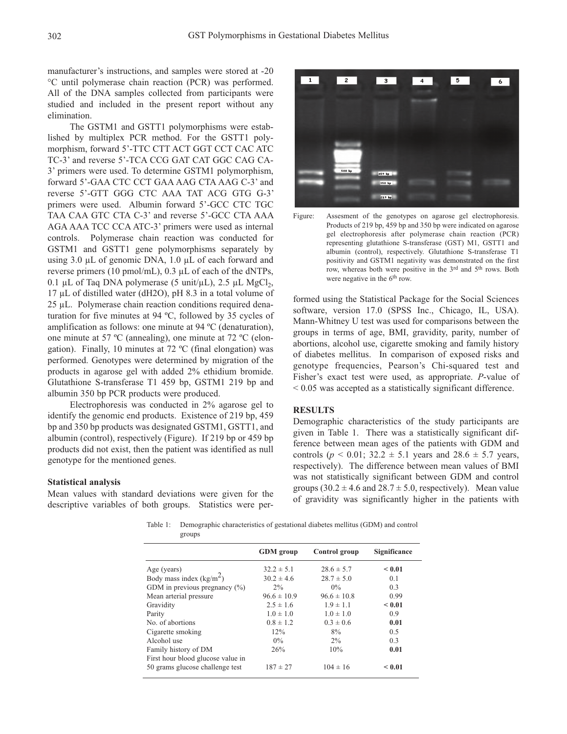manufacturer's instructions, and samples were stored at -20 °C until polymerase chain reaction (PCR) was performed. All of the DNA samples collected from participants were studied and included in the present report without any elimination.

The GSTM1 and GSTT1 polymorphisms were established by multiplex PCR method. For the GSTT1 polymorphism, forward 5'-TTC CTT ACT GGT CCT CAC ATC TC-3' and reverse 5'-TCA CCG GAT CAT GGC CAG CA-3' primers were used. To determine GSTM1 polymorphism, forward 5'-GAA CTC CCT GAA AAG CTA AAG C-3' and reverse 5'-GTT GGG CTC AAA TAT ACG GTG G-3' primers were used. Albumin forward 5'-GCC CTC TGC TAA CAA GTC CTA C-3' and reverse 5'-GCC CTA AAA AGA AAA TCC CCA ATC-3' primers were used as internal controls. Polymerase chain reaction was conducted for GSTM1 and GSTT1 gene polymorphisms separately by using 3.0 μL of genomic DNA, 1.0 μL of each forward and reverse primers (10 pmol/mL), 0.3 μL of each of the dNTPs, 0.1 μL of Taq DNA polymerase (5 unit/μL), 2.5 μL $MgCl_2$, 17 μL of distilled water (dH2O), pH 8.3 in a total volume of 25 μL. Polymerase chain reaction conditions required denaturation for five minutes at 94 ºC, followed by 35 cycles of amplification as follows: one minute at 94 ºC (denaturation), one minute at 57 ºC (annealing), one minute at 72 ºC (elongation). Finally, 10 minutes at 72 ºC (final elongation) was performed. Genotypes were determined by migration of the products in agarose gel with added 2% ethidium bromide. Glutathione S-transferase T1 459 bp, GSTM1 219 bp and albumin 350 bp PCR products were produced.

Electrophoresis was conducted in 2% agarose gel to identify the genomic end products. Existence of 219 bp, 459 bp and 350 bp products was designated GSTM1, GSTT1, and albumin (control), respectively (Figure). If 219 bp or 459 bp products did not exist, then the patient was identified as null genotype for the mentioned genes.

**Statistical analysis**

Mean values with standard deviations were given for the descriptive variables of both groups. Statistics were performed using the Statistical Package for the Social Sciences software, version 17.0 (SPSS Inc., Chicago, IL, USA). Mann-Whitney U test was used for comparisons between the groups in terms of age, BMI, gravidity, parity, number of abortions, alcohol use, cigarette smoking and family history of diabetes mellitus. In comparison of exposed risks and genotype frequencies, Pearson's Chi-squared test and Fisher's exact test were used, as appropriate. *P*-value of < 0.05 was accepted as a statistically significant difference.

Figure: Assesment of the genotypes on agarose gel electrophoresis. Products of 219 bp, 459 bp and 350 bp were indicated on agarose gel electrophoresis after polymerase chain reaction (PCR) representing glutathione S-transferase (GST) M1, GSTT1 and albumin (control), respectively. Glutathione S-transferase T1 positivity and GSTM1 negativity was demonstrated on the first row, whereas both were positive in the 3rd and 5th rows. Both were negative in the 6th row.

## RESULTS

Demographic characteristics of the study participants are given in Table 1. There was a statistically significant difference between mean ages of the patients with GDM and controls ($p < 0.01$; 32.2 ± 5.1 years and 28.6 ± 5.7 years, respectively). The difference between mean values of BMI was not statistically significant between GDM and control groups (30.2 ± 4.6 and 28.7 ± 5.0, respectively). Mean value of gravidity was significantly higher in the patients with

Table 1: Demographic characteristics of gestational diabetes mellitus (GDM) and control groups

| | GDM group | Control group | Significance |
|---|---|---|---|
| Age (years) | 32.2 ± 5.1 | 28.6 ± 5.7 | **< 0.01** |
| Body mass index (kg/m$^2$) | 30.2 ± 4.6 | 28.7 ± 5.0 | 0.1 |
| GDM in previous pregnancy (%) | 2% | 0% | 0.3 |
| Mean arterial pressure | 96.6 ± 10.9 | 96.6 ± 10.8 | 0.99 |
| Gravidity | 2.5 ± 1.6 | 1.9 ± 1.1 | **< 0.01** |
| Parity | 1.0 ± 1.0 | 1.0 ± 1.0 | 0.9 |
| No. of abortions | 0.8 ± 1.2 | 0.3 ± 0.6 | **0.01** |
| Cigarette smoking | 12% | 8% | 0.5 |
| Alcohol use | 0% | 2% | 0.3 |
| Family history of DM | 26% | 10% | **0.01** |
| First hour blood glucose value in 50 grams glucose challenge test | 187 ± 27 | 104 ± 16 | **< 0.01** |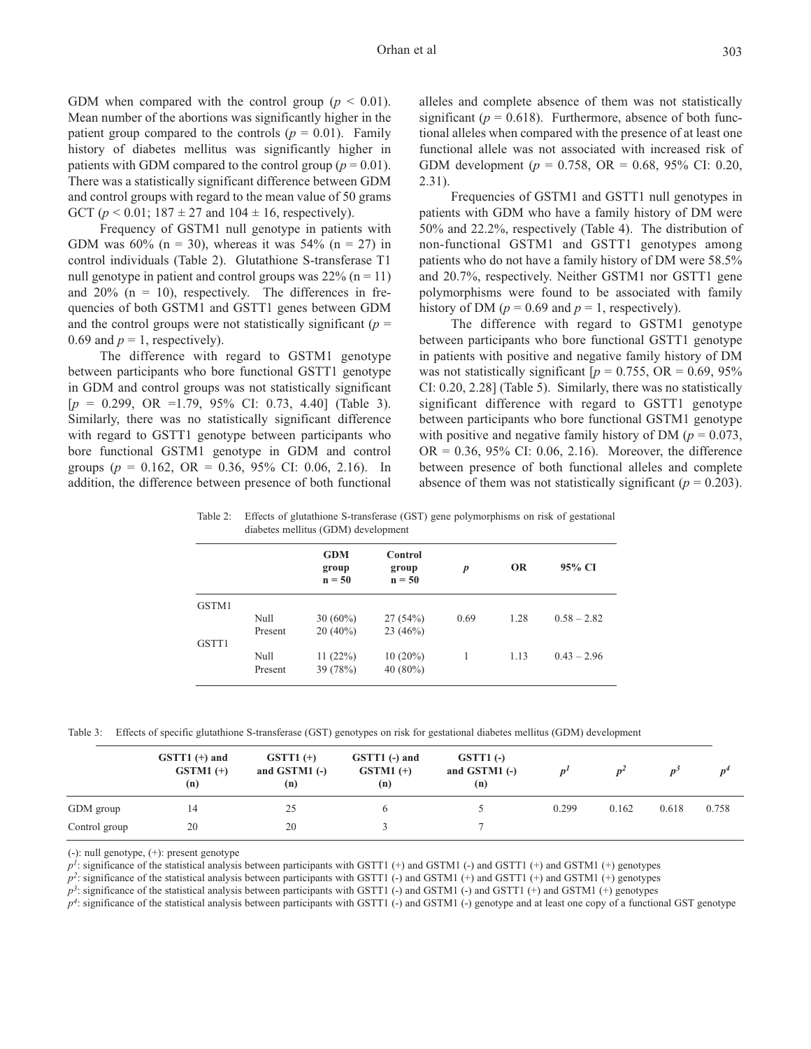GDM when compared with the control group ($p < 0.01$). Mean number of the abortions was significantly higher in the patient group compared to the controls ($p = 0.01$). Family history of diabetes mellitus was significantly higher in patients with GDM compared to the control group ($p = 0.01$). There was a statistically significant difference between GDM and control groups with regard to the mean value of 50 grams GCT ($p < 0.01$; 187 ± 27 and 104 ± 16, respectively).

Frequency of GSTM1 null genotype in patients with GDM was 60% (n = 30), whereas it was 54% (n = 27) in control individuals (Table 2). Glutathione S-transferase T1 null genotype in patient and control groups was 22% (n = 11) and 20% (n = 10), respectively. The differences in frequencies of both GSTM1 and GSTT1 genes between GDM and the control groups were not statistically significant ($p$ = 0.69 and $p$ = 1, respectively).

The difference with regard to GSTM1 genotype between participants who bore functional GSTT1 genotype in GDM and control groups was not statistically significant [$p$ = 0.299, OR =1.79, 95% CI: 0.73, 4.40] (Table 3). Similarly, there was no statistically significant difference with regard to GSTT1 genotype between participants who bore functional GSTM1 genotype in GDM and control groups ($p$ = 0.162, OR = 0.36, 95% CI: 0.06, 2.16). In addition, the difference between presence of both functional alleles and complete absence of them was not statistically significant ($p$ = 0.618). Furthermore, absence of both functional alleles when compared with the presence of at least one functional allele was not associated with increased risk of GDM development ($p$ = 0.758, OR = 0.68, 95% CI: 0.20, 2.31).

Frequencies of GSTM1 and GSTT1 null genotypes in patients with GDM who have a family history of DM were 50% and 22.2%, respectively (Table 4). The distribution of non-functional GSTM1 and GSTT1 genotypes among patients who do not have a family history of DM were 58.5% and 20.7%, respectively. Neither GSTM1 nor GSTT1 gene polymorphisms were found to be associated with family history of DM ($p$ = 0.69 and $p$ = 1, respectively).

The difference with regard to GSTM1 genotype between participants who bore functional GSTT1 genotype in patients with positive and negative family history of DM was not statistically significant [$p$ = 0.755, OR = 0.69, 95% CI: 0.20, 2.28] (Table 5). Similarly, there was no statistically significant difference with regard to GSTT1 genotype between participants who bore functional GSTM1 genotype with positive and negative family history of DM ($p$ = 0.073, OR = 0.36, 95% CI: 0.06, 2.16). Moreover, the difference between presence of both functional alleles and complete absence of them was not statistically significant ($p$ = 0.203).

Table 2: Effects of glutathione S-transferase (GST) gene polymorphisms on risk of gestational diabetes mellitus (GDM) development

| | | GDM group n = 50 | Control group n = 50 | *p* | OR | 95% CI |
|---|---|---|---|---|---|---|
| GSTM1 | | | | | | |
| | Null | 30 (60%) | 27 (54%) | 0.69 | 1.28 | 0.58 – 2.82 |
| | Present | 20 (40%) | 23 (46%) | | | |
| GSTT1 | | | | | | |
| | Null | 11 (22%) | 10 (20%) | 1 | 1.13 | 0.43 – 2.96 |
| | Present | 39 (78%) | 40 (80%) | | | |

Table 3: Effects of specific glutathione S-transferase (GST) genotypes on risk for gestational diabetes mellitus (GDM) development

| | GSTT1 (+) and GSTM1 (+) (n) | GSTT1 (+) and GSTM1 (-) (n) | GSTT1 (-) and GSTM1 (+) (n) | GSTT1 (-) and GSTM1 (-) (n) | $p^1$ | $p^2$ | $p^3$ | $p^4$ |
|---|---|---|---|---|---|---|---|---|
| GDM group | 14 | 25 | 6 | 5 | 0.299 | 0.162 | 0.618 | 0.758 |
| Control group | 20 | 20 | 3 | 7 | | | | |

(-): null genotype, (+): present genotype

$p^1$: significance of the statistical analysis between participants with GSTT1 (+) and GSTM1 (-) and GSTT1 (+) and GSTM1 (+) genotypes

$p^2$: significance of the statistical analysis between participants with GSTT1 (-) and GSTM1 (+) and GSTT1 (+) and GSTM1 (+) genotypes

$p^3$: significance of the statistical analysis between participants with GSTT1 (-) and GSTM1 (-) and GSTT1 (+) and GSTM1 (+) genotypes

$p^4$: significance of the statistical analysis between participants with GSTT1 (-) and GSTM1 (-) genotype and at least one copy of a functional GST genotype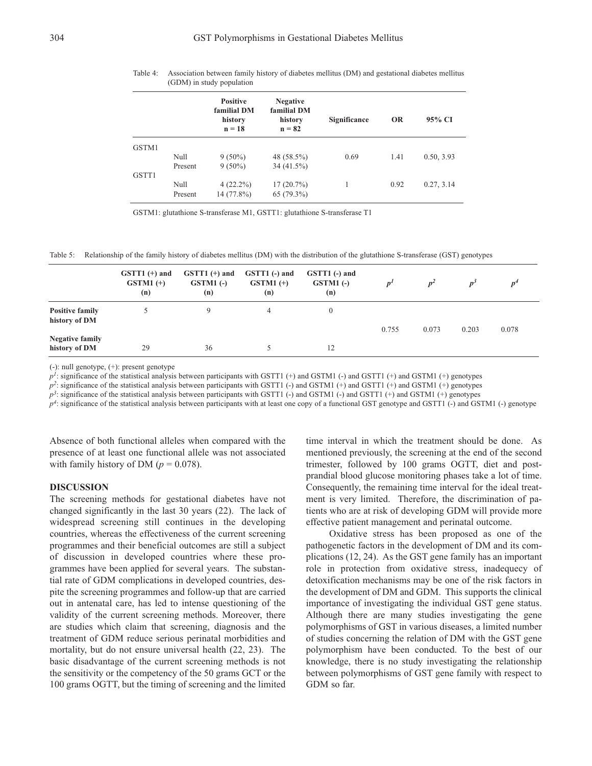Table 4: Association between family history of diabetes mellitus (DM) and gestational diabetes mellitus (GDM) in study population

| | | Positive familial DM history n = 18 | Negative familial DM history n = 82 | Significance | OR | 95% CI |
|---|---|---|---|---|---|---|
| GSTM1 | | | | | | |
| | Null | 9 (50%) | 48 (58.5%) | 0.69 | 1.41 | 0.50, 3.93 |
| | Present | 9 (50%) | 34 (41.5%) | | | |
| GSTT1 | | | | | | |
| | Null | 4 (22.2%) | 17 (20.7%) | 1 | 0.92 | 0.27, 3.14 |
| | Present | 14 (77.8%) | 65 (79.3%) | | | |

GSTM1: glutathione S-transferase M1, GSTT1: glutathione S-transferase T1

Table 5: Relationship of the family history of diabetes mellitus (DM) with the distribution of the glutathione S-transferase (GST) genotypes

| | GSTT1 (+) and GSTM1 (+) (n) | GSTT1 (+) and GSTM1 (-) (n) | GSTT1 (-) and GSTM1 (+) (n) | GSTT1 (-) and GSTM1 (-) (n) | $p^1$ | $p^2$ | $p^3$ | $p^4$ |
|---|---|---|---|---|---|---|---|---|
| Positive family history of DM | 5 | 9 | 4 | 0 | 0.755 | 0.073 | 0.203 | 0.078 |
| Negative family history of DM | 29 | 36 | 5 | 12 | | | | |

(-): null genotype, (+): present genotype

$p^1$: significance of the statistical analysis between participants with GSTT1 (+) and GSTM1 (-) and GSTT1 (+) and GSTM1 (+) genotypes

$p^2$: significance of the statistical analysis between participants with GSTT1 (-) and GSTM1 (+) and GSTT1 (+) and GSTM1 (+) genotypes

$p^3$: significance of the statistical analysis between participants with GSTT1 (-) and GSTM1 (-) and GSTT1 (+) and GSTM1 (+) genotypes

$p^4$: significance of the statistical analysis between participants with at least one copy of a functional GST genotype and GSTT1 (-) and GSTM1 (-) genotype

Absence of both functional alleles when compared with the presence of at least one functional allele was not associated with family history of DM ($p = 0.078$).

## DISCUSSION

The screening methods for gestational diabetes have not changed significantly in the last 30 years (22). The lack of widespread screening still continues in the developing countries, whereas the effectiveness of the current screening programmes and their beneficial outcomes are still a subject of discussion in developed countries where these programmes have been applied for several years. The substantial rate of GDM complications in developed countries, despite the screening programmes and follow-up that are carried out in antenatal care, has led to intense questioning of the validity of the current screening methods. Moreover, there are studies which claim that screening, diagnosis and the treatment of GDM reduce serious perinatal morbidities and mortality, but do not ensure universal health (22, 23). The basic disadvantage of the current screening methods is not the sensitivity or the competency of the 50 grams GCT or the 100 grams OGTT, but the timing of screening and the limited time interval in which the treatment should be done. As mentioned previously, the screening at the end of the second trimester, followed by 100 grams OGTT, diet and post-prandial blood glucose monitoring phases take a lot of time. Consequently, the remaining time interval for the ideal treatment is very limited. Therefore, the discrimination of patients who are at risk of developing GDM will provide more effective patient management and perinatal outcome.

Oxidative stress has been proposed as one of the pathogenetic factors in the development of DM and its complications (12, 24). As the GST gene family has an important role in protection from oxidative stress, inadequecy of detoxification mechanisms may be one of the risk factors in the development of DM and GDM. This supports the clinical importance of investigating the individual GST gene status. Although there are many studies investigating the gene polymorphisms of GST in various diseases, a limited number of studies concerning the relation of DM with the GST gene polymorphism have been conducted. To the best of our knowledge, there is no study investigating the relationship between polymorphisms of GST gene family with respect to GDM so far.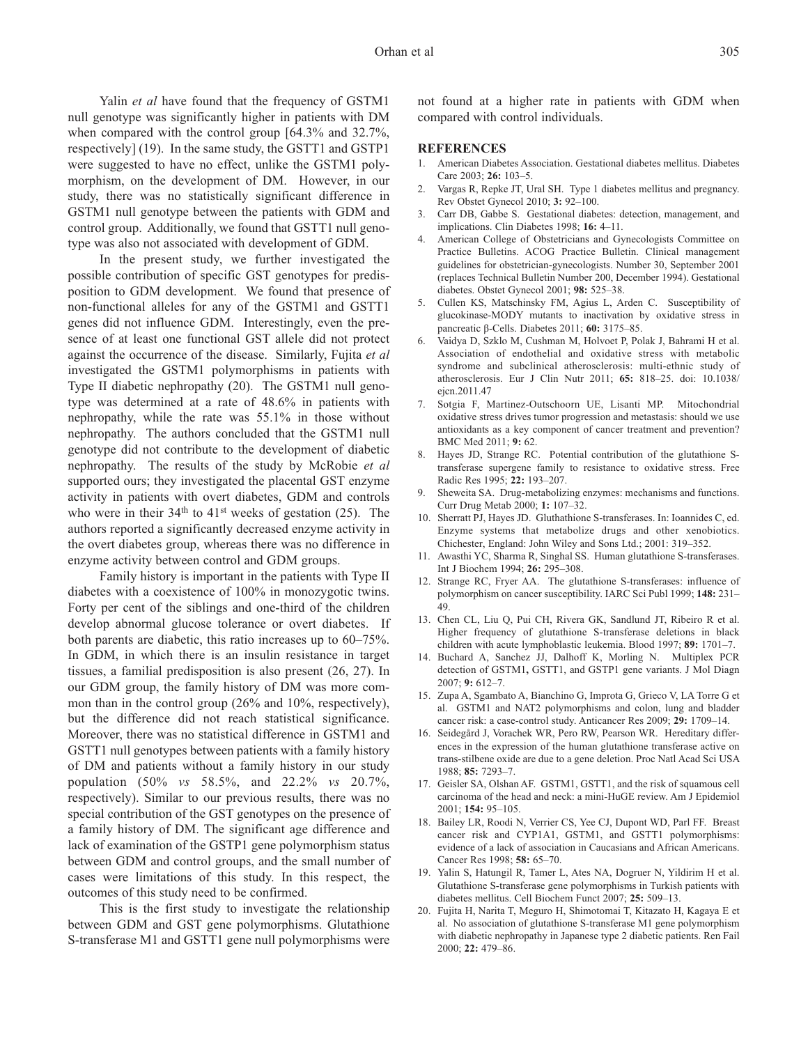Yalin *et al* have found that the frequency of GSTM1 null genotype was significantly higher in patients with DM when compared with the control group [64.3% and 32.7%, respectively] (19). In the same study, the GSTT1 and GSTP1 were suggested to have no effect, unlike the GSTM1 polymorphism, on the development of DM. However, in our study, there was no statistically significant difference in GSTM1 null genotype between the patients with GDM and control group. Additionally, we found that GSTT1 null genotype was also not associated with development of GDM.

In the present study, we further investigated the possible contribution of specific GST genotypes for predisposition to GDM development. We found that presence of non-functional alleles for any of the GSTM1 and GSTT1 genes did not influence GDM. Interestingly, even the presence of at least one functional GST allele did not protect against the occurrence of the disease. Similarly, Fujita *et al* investigated the GSTM1 polymorphisms in patients with Type II diabetic nephropathy (20). The GSTM1 null genotype was determined at a rate of 48.6% in patients with nephropathy, while the rate was 55.1% in those without nephropathy. The authors concluded that the GSTM1 null genotype did not contribute to the development of diabetic nephropathy. The results of the study by McRobie *et al* supported ours; they investigated the placental GST enzyme activity in patients with overt diabetes, GDM and controls who were in their 34th to 41st weeks of gestation (25). The authors reported a significantly decreased enzyme activity in the overt diabetes group, whereas there was no difference in enzyme activity between control and GDM groups.

Family history is important in the patients with Type II diabetes with a coexistence of 100% in monozygotic twins. Forty per cent of the siblings and one-third of the children develop abnormal glucose tolerance or overt diabetes. If both parents are diabetic, this ratio increases up to 60–75%. In GDM, in which there is an insulin resistance in target tissues, a familial predisposition is also present (26, 27). In our GDM group, the family history of DM was more common than in the control group (26% and 10%, respectively), but the difference did not reach statistical significance. Moreover, there was no statistical difference in GSTM1 and GSTT1 null genotypes between patients with a family history of DM and patients without a family history in our study population (50% *vs* 58.5%, and 22.2% *vs* 20.7%, respectively). Similar to our previous results, there was no special contribution of the GST genotypes on the presence of a family history of DM. The significant age difference and lack of examination of the GSTP1 gene polymorphism status between GDM and control groups, and the small number of cases were limitations of this study. In this respect, the outcomes of this study need to be confirmed.

This is the first study to investigate the relationship between GDM and GST gene polymorphisms. Glutathione S-transferase M1 and GSTT1 gene null polymorphisms were not found at a higher rate in patients with GDM when compared with control individuals.

## REFERENCES

1. American Diabetes Association. Gestational diabetes mellitus. Diabetes Care 2003; **26:** 103–5.
2. Vargas R, Repke JT, Ural SH. Type 1 diabetes mellitus and pregnancy. Rev Obstet Gynecol 2010; **3:** 92–100.
3. Carr DB, Gabbe S. Gestational diabetes: detection, management, and implications. Clin Diabetes 1998; **16:** 4–11.
4. American College of Obstetricians and Gynecologists Committee on Practice Bulletins. ACOG Practice Bulletin. Clinical management guidelines for obstetrician-gynecologists. Number 30, September 2001 (replaces Technical Bulletin Number 200, December 1994). Gestational diabetes. Obstet Gynecol 2001; **98:** 525–38.
5. Cullen KS, Matschinsky FM, Agius L, Arden C. Susceptibility of glucokinase-MODY mutants to inactivation by oxidative stress in pancreatic β-Cells. Diabetes 2011; **60:** 3175–85.
6. Vaidya D, Szklo M, Cushman M, Holvoet P, Polak J, Bahrami H et al. Association of endothelial and oxidative stress with metabolic syndrome and subclinical atherosclerosis: multi-ethnic study of atherosclerosis. Eur J Clin Nutr 2011; **65:** 818–25. doi: 10.1038/ejcn.2011.47
7. Sotgia F, Martinez-Outschoorn UE, Lisanti MP. Mitochondrial oxidative stress drives tumor progression and metastasis: should we use antioxidants as a key component of cancer treatment and prevention? BMC Med 2011; **9:** 62.
8. Hayes JD, Strange RC. Potential contribution of the glutathione S-transferase supergene family to resistance to oxidative stress. Free Radic Res 1995; **22:** 193–207.
9. Sheweita SA. Drug-metabolizing enzymes: mechanisms and functions. Curr Drug Metab 2000; **1:** 107–32.
10. Sherratt PJ, Hayes JD. Gluthathione S-transferases. In: Ioannides C, ed. Enzyme systems that metabolize drugs and other xenobiotics. Chichester, England: John Wiley and Sons Ltd.; 2001: 319–352.
11. Awasthi YC, Sharma R, Singhal SS. Human glutathione S-transferases. Int J Biochem 1994; **26:** 295–308.
12. Strange RC, Fryer AA. The glutathione S-transferases: influence of polymorphism on cancer susceptibility. IARC Sci Publ 1999; **148:** 231–49.
13. Chen CL, Liu Q, Pui CH, Rivera GK, Sandlund JT, Ribeiro R et al. Higher frequency of glutathione S-transferase deletions in black children with acute lymphoblastic leukemia. Blood 1997; **89:** 1701–7.
14. Buchard A, Sanchez JJ, Dalhoff K, Morling N. Multiplex PCR detection of GSTM1**,** GSTT1, and GSTP1 gene variants. J Mol Diagn 2007; **9:** 612–7.
15. Zupa A, Sgambato A, Bianchino G, Improta G, Grieco V, LA Torre G et al. GSTM1 and NAT2 polymorphisms and colon, lung and bladder cancer risk: a case-control study. Anticancer Res 2009; **29:** 1709–14.
16. Seidegård J, Vorachek WR, Pero RW, Pearson WR. Hereditary differences in the expression of the human glutathione transferase active on trans-stilbene oxide are due to a gene deletion. Proc Natl Acad Sci USA 1988; **85:** 7293–7.
17. Geisler SA, Olshan AF. GSTM1, GSTT1, and the risk of squamous cell carcinoma of the head and neck: a mini-HuGE review. Am J Epidemiol 2001; **154:** 95–105.
18. Bailey LR, Roodi N, Verrier CS, Yee CJ, Dupont WD, Parl FF. Breast cancer risk and CYP1A1, GSTM1, and GSTT1 polymorphisms: evidence of a lack of association in Caucasians and African Americans. Cancer Res 1998; **58:** 65–70.
19. Yalin S, Hatungil R, Tamer L, Ates NA, Dogruer N, Yildirim H et al. Glutathione S-transferase gene polymorphisms in Turkish patients with diabetes mellitus. Cell Biochem Funct 2007; **25:** 509–13.
20. Fujita H, Narita T, Meguro H, Shimotomai T, Kitazato H, Kagaya E et al. No association of glutathione S-transferase M1 gene polymorphism with diabetic nephropathy in Japanese type 2 diabetic patients. Ren Fail 2000; **22:** 479–86.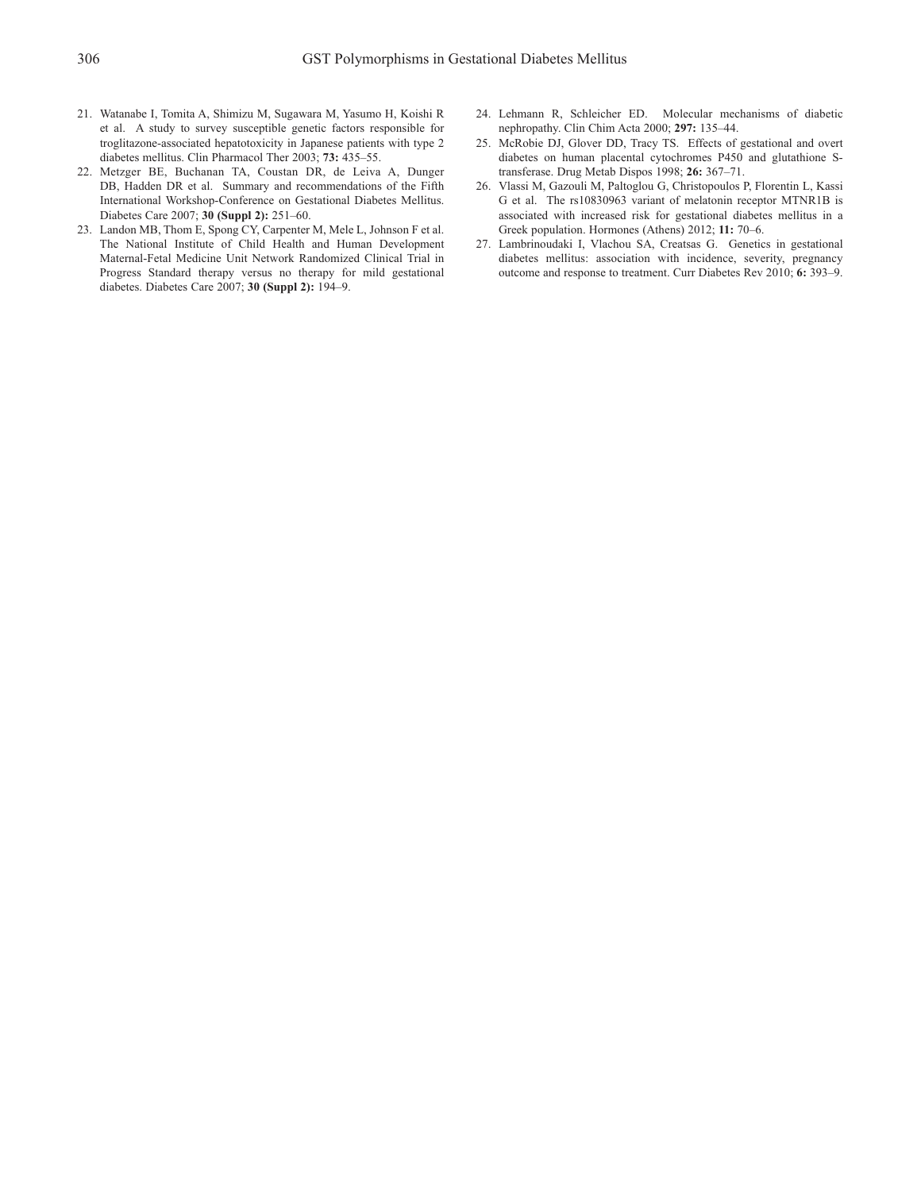21. Watanabe I, Tomita A, Shimizu M, Sugawara M, Yasumo H, Koishi R et al. A study to survey susceptible genetic factors responsible for troglitazone-associated hepatotoxicity in Japanese patients with type 2 diabetes mellitus. Clin Pharmacol Ther 2003; **73:** 435–55.
22. Metzger BE, Buchanan TA, Coustan DR, de Leiva A, Dunger DB, Hadden DR et al. Summary and recommendations of the Fifth International Workshop-Conference on Gestational Diabetes Mellitus. Diabetes Care 2007; **30 (Suppl 2):** 251–60.
23. Landon MB, Thom E, Spong CY, Carpenter M, Mele L, Johnson F et al. The National Institute of Child Health and Human Development Maternal-Fetal Medicine Unit Network Randomized Clinical Trial in Progress Standard therapy versus no therapy for mild gestational diabetes. Diabetes Care 2007; **30 (Suppl 2):** 194–9.
24. Lehmann R, Schleicher ED. Molecular mechanisms of diabetic nephropathy. Clin Chim Acta 2000; **297:** 135–44.
25. McRobie DJ, Glover DD, Tracy TS. Effects of gestational and overt diabetes on human placental cytochromes P450 and glutathione S-transferase. Drug Metab Dispos 1998; **26:** 367–71.
26. Vlassi M, Gazouli M, Paltoglou G, Christopoulos P, Florentin L, Kassi G et al. The rs10830963 variant of melatonin receptor MTNR1B is associated with increased risk for gestational diabetes mellitus in a Greek population. Hormones (Athens) 2012; **11:** 70–6.
27. Lambrinoudaki I, Vlachou SA, Creatsas G. Genetics in gestational diabetes mellitus: association with incidence, severity, pregnancy outcome and response to treatment. Curr Diabetes Rev 2010; **6:** 393–9.